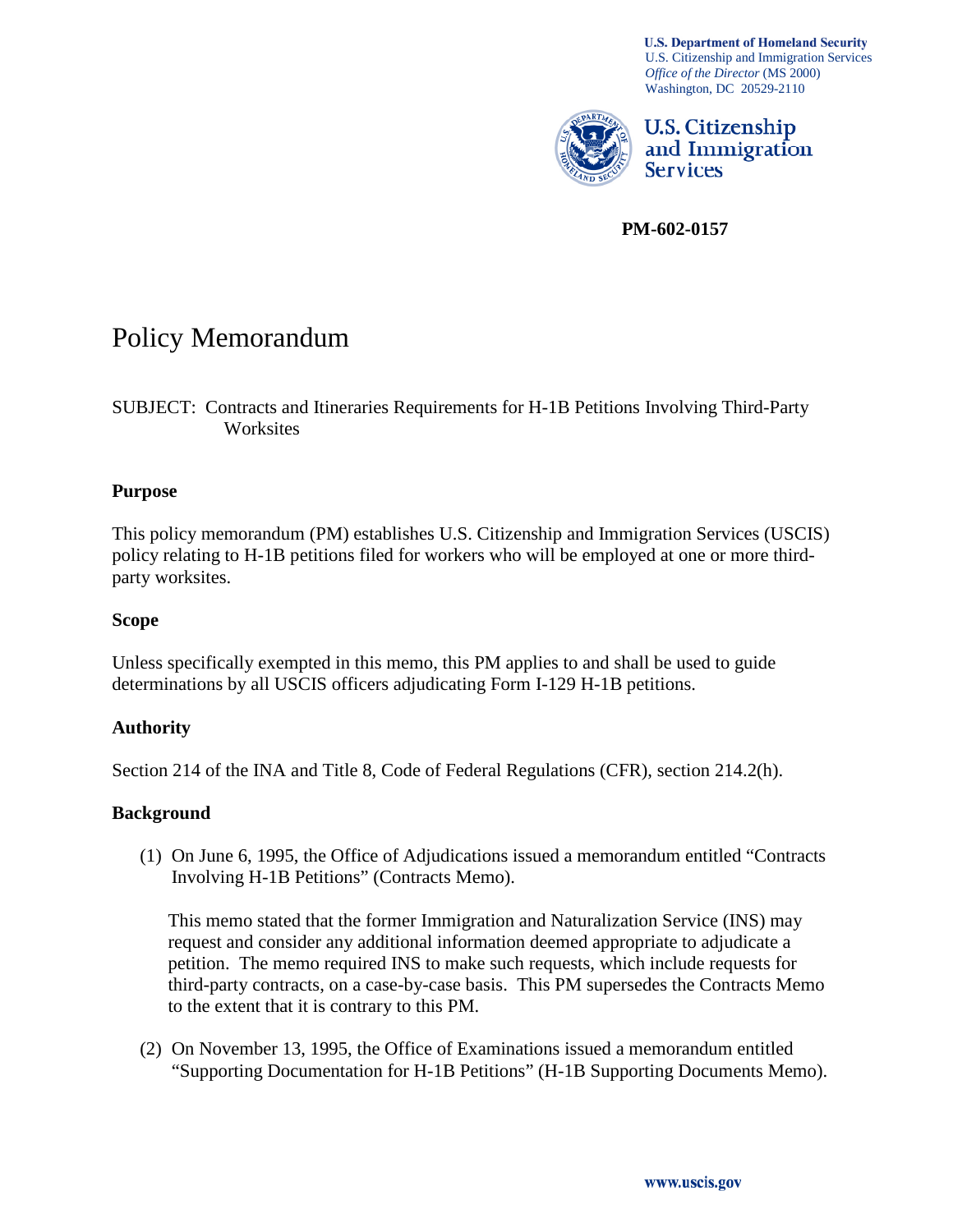**U.S. Department of Homeland Security**
U.S. Citizenship and Immigration Services
*Office of the Director* (MS 2000)
Washington, DC 20529-2110

**U.S. Citizenship and Immigration Services**

**PM-602-0157**

# Policy Memorandum

SUBJECT: Contracts and Itineraries Requirements for H-1B Petitions Involving Third-Party Worksites

## Purpose

This policy memorandum (PM) establishes U.S. Citizenship and Immigration Services (USCIS) policy relating to H-1B petitions filed for workers who will be employed at one or more third-party worksites.

## Scope

Unless specifically exempted in this memo, this PM applies to and shall be used to guide determinations by all USCIS officers adjudicating Form I-129 H-1B petitions.

## Authority

Section 214 of the INA and Title 8, Code of Federal Regulations (CFR), section 214.2(h).

## Background

(1) On June 6, 1995, the Office of Adjudications issued a memorandum entitled "Contracts Involving H-1B Petitions" (Contracts Memo).

This memo stated that the former Immigration and Naturalization Service (INS) may request and consider any additional information deemed appropriate to adjudicate a petition. The memo required INS to make such requests, which include requests for third-party contracts, on a case-by-case basis. This PM supersedes the Contracts Memo to the extent that it is contrary to this PM.

(2) On November 13, 1995, the Office of Examinations issued a memorandum entitled "Supporting Documentation for H-1B Petitions" (H-1B Supporting Documents Memo).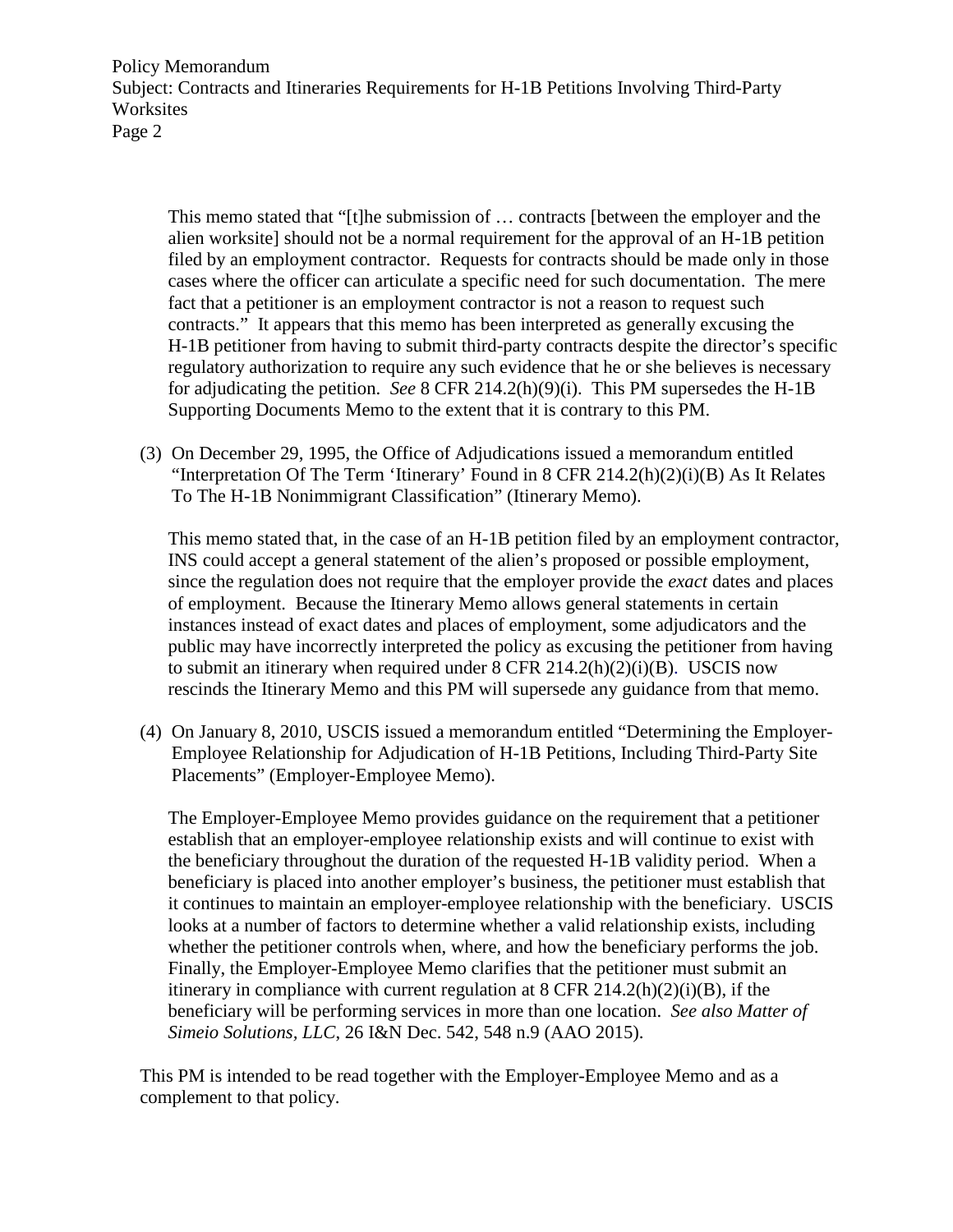This memo stated that "[t]he submission of … contracts [between the employer and the alien worksite] should not be a normal requirement for the approval of an H-1B petition filed by an employment contractor. Requests for contracts should be made only in those cases where the officer can articulate a specific need for such documentation. The mere fact that a petitioner is an employment contractor is not a reason to request such contracts." It appears that this memo has been interpreted as generally excusing the H-1B petitioner from having to submit third-party contracts despite the director's specific regulatory authorization to require any such evidence that he or she believes is necessary for adjudicating the petition. *See* 8 CFR 214.2(h)(9)(i). This PM supersedes the H-1B Supporting Documents Memo to the extent that it is contrary to this PM.

(3) On December 29, 1995, the Office of Adjudications issued a memorandum entitled "Interpretation Of The Term 'Itinerary' Found in 8 CFR 214.2(h)(2)(i)(B) As It Relates To The H-1B Nonimmigrant Classification" (Itinerary Memo).

This memo stated that, in the case of an H-1B petition filed by an employment contractor, INS could accept a general statement of the alien's proposed or possible employment, since the regulation does not require that the employer provide the *exact* dates and places of employment. Because the Itinerary Memo allows general statements in certain instances instead of exact dates and places of employment, some adjudicators and the public may have incorrectly interpreted the policy as excusing the petitioner from having to submit an itinerary when required under 8 CFR 214.2(h)(2)(i)(B). USCIS now rescinds the Itinerary Memo and this PM will supersede any guidance from that memo.

(4) On January 8, 2010, USCIS issued a memorandum entitled "Determining the Employer-Employee Relationship for Adjudication of H-1B Petitions, Including Third-Party Site Placements" (Employer-Employee Memo).

The Employer-Employee Memo provides guidance on the requirement that a petitioner establish that an employer-employee relationship exists and will continue to exist with the beneficiary throughout the duration of the requested H-1B validity period. When a beneficiary is placed into another employer's business, the petitioner must establish that it continues to maintain an employer-employee relationship with the beneficiary. USCIS looks at a number of factors to determine whether a valid relationship exists, including whether the petitioner controls when, where, and how the beneficiary performs the job. Finally, the Employer-Employee Memo clarifies that the petitioner must submit an itinerary in compliance with current regulation at 8 CFR 214.2(h)(2)(i)(B), if the beneficiary will be performing services in more than one location. *See also Matter of Simeio Solutions, LLC*, 26 I&N Dec. 542, 548 n.9 (AAO 2015).

This PM is intended to be read together with the Employer-Employee Memo and as a complement to that policy.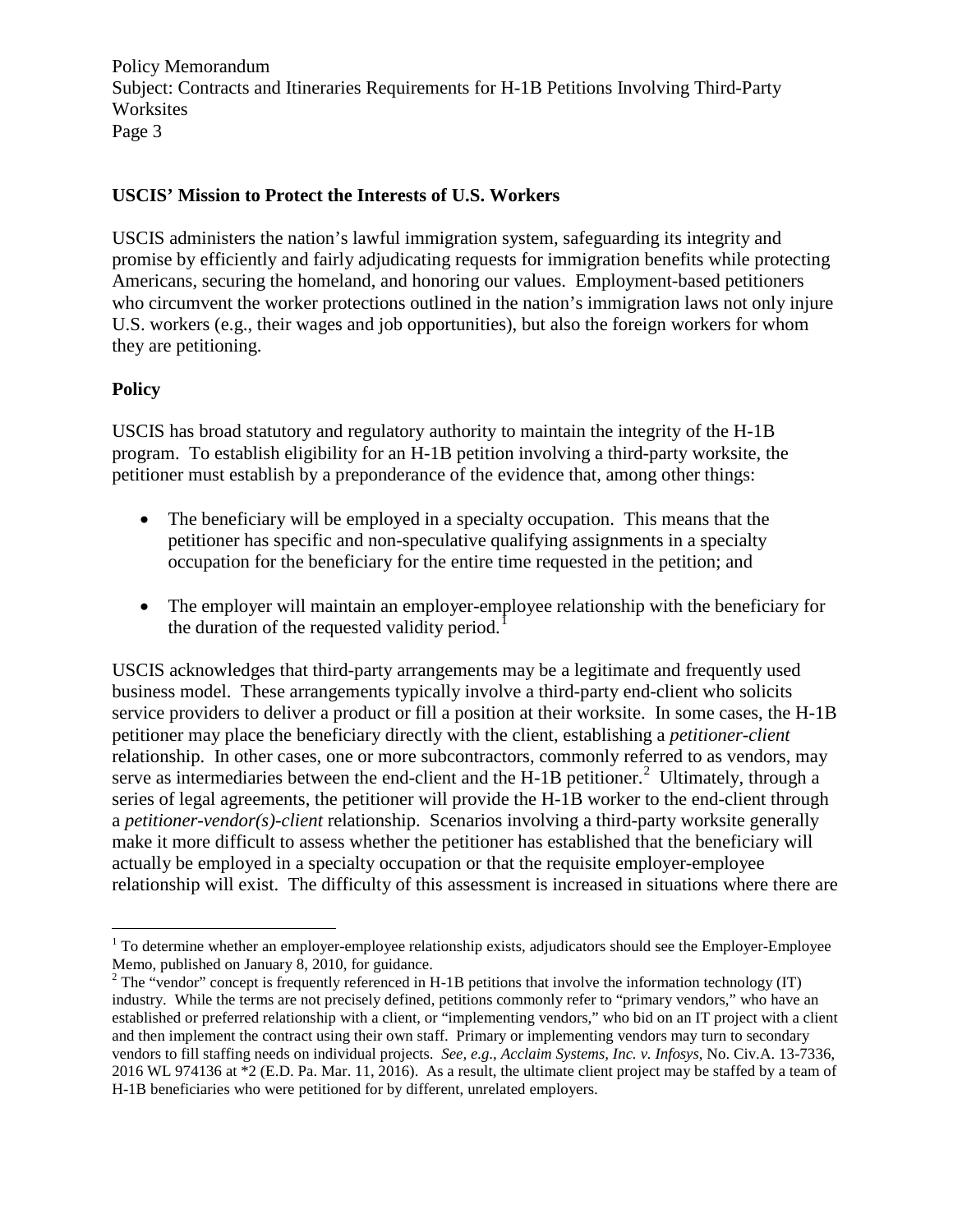**USCIS' Mission to Protect the Interests of U.S. Workers**

USCIS administers the nation's lawful immigration system, safeguarding its integrity and promise by efficiently and fairly adjudicating requests for immigration benefits while protecting Americans, securing the homeland, and honoring our values. Employment-based petitioners who circumvent the worker protections outlined in the nation's immigration laws not only injure U.S. workers (e.g., their wages and job opportunities), but also the foreign workers for whom they are petitioning.

**Policy**

USCIS has broad statutory and regulatory authority to maintain the integrity of the H-1B program. To establish eligibility for an H-1B petition involving a third-party worksite, the petitioner must establish by a preponderance of the evidence that, among other things:

- The beneficiary will be employed in a specialty occupation. This means that the petitioner has specific and non-speculative qualifying assignments in a specialty occupation for the beneficiary for the entire time requested in the petition; and

- The employer will maintain an employer-employee relationship with the beneficiary for the duration of the requested validity period.[1]

USCIS acknowledges that third-party arrangements may be a legitimate and frequently used business model. These arrangements typically involve a third-party end-client who solicits service providers to deliver a product or fill a position at their worksite. In some cases, the H-1B petitioner may place the beneficiary directly with the client, establishing a *petitioner-client* relationship. In other cases, one or more subcontractors, commonly referred to as vendors, may serve as intermediaries between the end-client and the H-1B petitioner.[2] Ultimately, through a series of legal agreements, the petitioner will provide the H-1B worker to the end-client through a *petitioner-vendor(s)-client* relationship. Scenarios involving a third-party worksite generally make it more difficult to assess whether the petitioner has established that the beneficiary will actually be employed in a specialty occupation or that the requisite employer-employee relationship will exist. The difficulty of this assessment is increased in situations where there are

---

[1] To determine whether an employer-employee relationship exists, adjudicators should see the Employer-Employee Memo, published on January 8, 2010, for guidance.

[2] The "vendor" concept is frequently referenced in H-1B petitions that involve the information technology (IT) industry. While the terms are not precisely defined, petitions commonly refer to "primary vendors," who have an established or preferred relationship with a client, or "implementing vendors," who bid on an IT project with a client and then implement the contract using their own staff. Primary or implementing vendors may turn to secondary vendors to fill staffing needs on individual projects. *See, e.g.*, *Acclaim Systems, Inc. v. Infosys*, No. Civ.A. 13-7336, 2016 WL 974136 at *2 (E.D. Pa. Mar. 11, 2016). As a result, the ultimate client project may be staffed by a team of H-1B beneficiaries who were petitioned for by different, unrelated employers.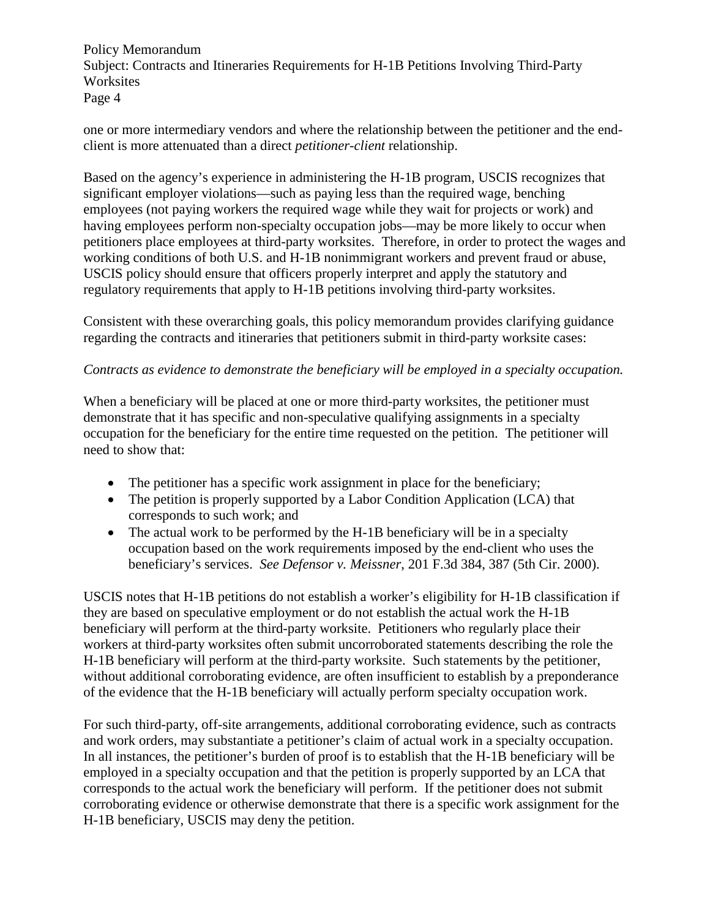one or more intermediary vendors and where the relationship between the petitioner and the end-client is more attenuated than a direct *petitioner-client* relationship.

Based on the agency's experience in administering the H-1B program, USCIS recognizes that significant employer violations—such as paying less than the required wage, benching employees (not paying workers the required wage while they wait for projects or work) and having employees perform non-specialty occupation jobs—may be more likely to occur when petitioners place employees at third-party worksites. Therefore, in order to protect the wages and working conditions of both U.S. and H-1B nonimmigrant workers and prevent fraud or abuse, USCIS policy should ensure that officers properly interpret and apply the statutory and regulatory requirements that apply to H-1B petitions involving third-party worksites.

Consistent with these overarching goals, this policy memorandum provides clarifying guidance regarding the contracts and itineraries that petitioners submit in third-party worksite cases:

*Contracts as evidence to demonstrate the beneficiary will be employed in a specialty occupation.*

When a beneficiary will be placed at one or more third-party worksites, the petitioner must demonstrate that it has specific and non-speculative qualifying assignments in a specialty occupation for the beneficiary for the entire time requested on the petition. The petitioner will need to show that:

- The petitioner has a specific work assignment in place for the beneficiary;
- The petition is properly supported by a Labor Condition Application (LCA) that corresponds to such work; and
- The actual work to be performed by the H-1B beneficiary will be in a specialty occupation based on the work requirements imposed by the end-client who uses the beneficiary's services. *See Defensor v. Meissner*, 201 F.3d 384, 387 (5th Cir. 2000).

USCIS notes that H-1B petitions do not establish a worker's eligibility for H-1B classification if they are based on speculative employment or do not establish the actual work the H-1B beneficiary will perform at the third-party worksite. Petitioners who regularly place their workers at third-party worksites often submit uncorroborated statements describing the role the H-1B beneficiary will perform at the third-party worksite. Such statements by the petitioner, without additional corroborating evidence, are often insufficient to establish by a preponderance of the evidence that the H-1B beneficiary will actually perform specialty occupation work.

For such third-party, off-site arrangements, additional corroborating evidence, such as contracts and work orders, may substantiate a petitioner's claim of actual work in a specialty occupation. In all instances, the petitioner's burden of proof is to establish that the H-1B beneficiary will be employed in a specialty occupation and that the petition is properly supported by an LCA that corresponds to the actual work the beneficiary will perform. If the petitioner does not submit corroborating evidence or otherwise demonstrate that there is a specific work assignment for the H-1B beneficiary, USCIS may deny the petition.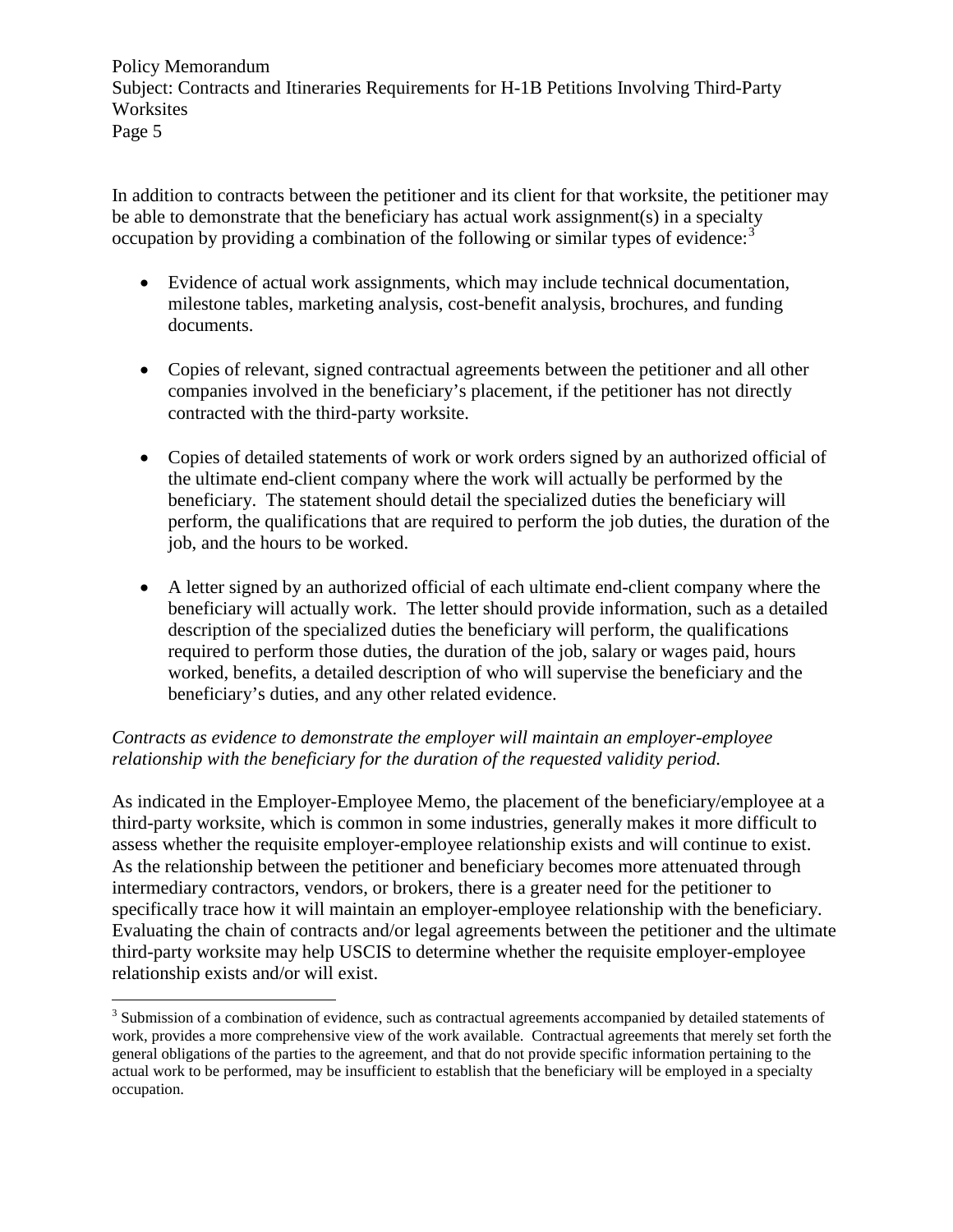In addition to contracts between the petitioner and its client for that worksite, the petitioner may be able to demonstrate that the beneficiary has actual work assignment(s) in a specialty occupation by providing a combination of the following or similar types of evidence:[3]

- Evidence of actual work assignments, which may include technical documentation, milestone tables, marketing analysis, cost-benefit analysis, brochures, and funding documents.

- Copies of relevant, signed contractual agreements between the petitioner and all other companies involved in the beneficiary's placement, if the petitioner has not directly contracted with the third-party worksite.

- Copies of detailed statements of work or work orders signed by an authorized official of the ultimate end-client company where the work will actually be performed by the beneficiary. The statement should detail the specialized duties the beneficiary will perform, the qualifications that are required to perform the job duties, the duration of the job, and the hours to be worked.

- A letter signed by an authorized official of each ultimate end-client company where the beneficiary will actually work. The letter should provide information, such as a detailed description of the specialized duties the beneficiary will perform, the qualifications required to perform those duties, the duration of the job, salary or wages paid, hours worked, benefits, a detailed description of who will supervise the beneficiary and the beneficiary's duties, and any other related evidence.

*Contracts as evidence to demonstrate the employer will maintain an employer-employee relationship with the beneficiary for the duration of the requested validity period.*

As indicated in the Employer-Employee Memo, the placement of the beneficiary/employee at a third-party worksite, which is common in some industries, generally makes it more difficult to assess whether the requisite employer-employee relationship exists and will continue to exist. As the relationship between the petitioner and beneficiary becomes more attenuated through intermediary contractors, vendors, or brokers, there is a greater need for the petitioner to specifically trace how it will maintain an employer-employee relationship with the beneficiary. Evaluating the chain of contracts and/or legal agreements between the petitioner and the ultimate third-party worksite may help USCIS to determine whether the requisite employer-employee relationship exists and/or will exist.

---

[3] Submission of a combination of evidence, such as contractual agreements accompanied by detailed statements of work, provides a more comprehensive view of the work available. Contractual agreements that merely set forth the general obligations of the parties to the agreement, and that do not provide specific information pertaining to the actual work to be performed, may be insufficient to establish that the beneficiary will be employed in a specialty occupation.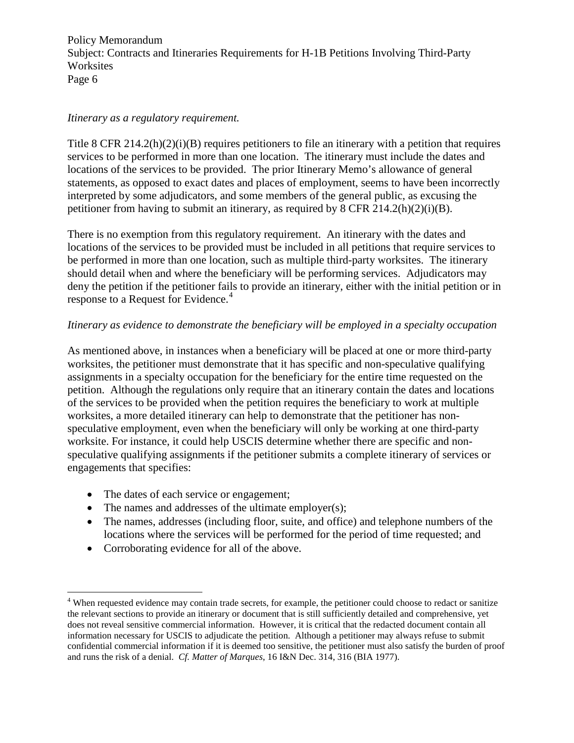*Itinerary as a regulatory requirement.*

Title 8 CFR 214.2(h)(2)(i)(B) requires petitioners to file an itinerary with a petition that requires services to be performed in more than one location. The itinerary must include the dates and locations of the services to be provided. The prior Itinerary Memo's allowance of general statements, as opposed to exact dates and places of employment, seems to have been incorrectly interpreted by some adjudicators, and some members of the general public, as excusing the petitioner from having to submit an itinerary, as required by 8 CFR 214.2(h)(2)(i)(B).

There is no exemption from this regulatory requirement. An itinerary with the dates and locations of the services to be provided must be included in all petitions that require services to be performed in more than one location, such as multiple third-party worksites. The itinerary should detail when and where the beneficiary will be performing services. Adjudicators may deny the petition if the petitioner fails to provide an itinerary, either with the initial petition or in response to a Request for Evidence.[4]

*Itinerary as evidence to demonstrate the beneficiary will be employed in a specialty occupation*

As mentioned above, in instances when a beneficiary will be placed at one or more third-party worksites, the petitioner must demonstrate that it has specific and non-speculative qualifying assignments in a specialty occupation for the beneficiary for the entire time requested on the petition. Although the regulations only require that an itinerary contain the dates and locations of the services to be provided when the petition requires the beneficiary to work at multiple worksites, a more detailed itinerary can help to demonstrate that the petitioner has non-speculative employment, even when the beneficiary will only be working at one third-party worksite. For instance, it could help USCIS determine whether there are specific and non-speculative qualifying assignments if the petitioner submits a complete itinerary of services or engagements that specifies:

- The dates of each service or engagement;
- The names and addresses of the ultimate employer(s);
- The names, addresses (including floor, suite, and office) and telephone numbers of the locations where the services will be performed for the period of time requested; and
- Corroborating evidence for all of the above.

---

[4] When requested evidence may contain trade secrets, for example, the petitioner could choose to redact or sanitize the relevant sections to provide an itinerary or document that is still sufficiently detailed and comprehensive, yet does not reveal sensitive commercial information. However, it is critical that the redacted document contain all information necessary for USCIS to adjudicate the petition. Although a petitioner may always refuse to submit confidential commercial information if it is deemed too sensitive, the petitioner must also satisfy the burden of proof and runs the risk of a denial. *Cf. Matter of Marques*, 16 I&N Dec. 314, 316 (BIA 1977).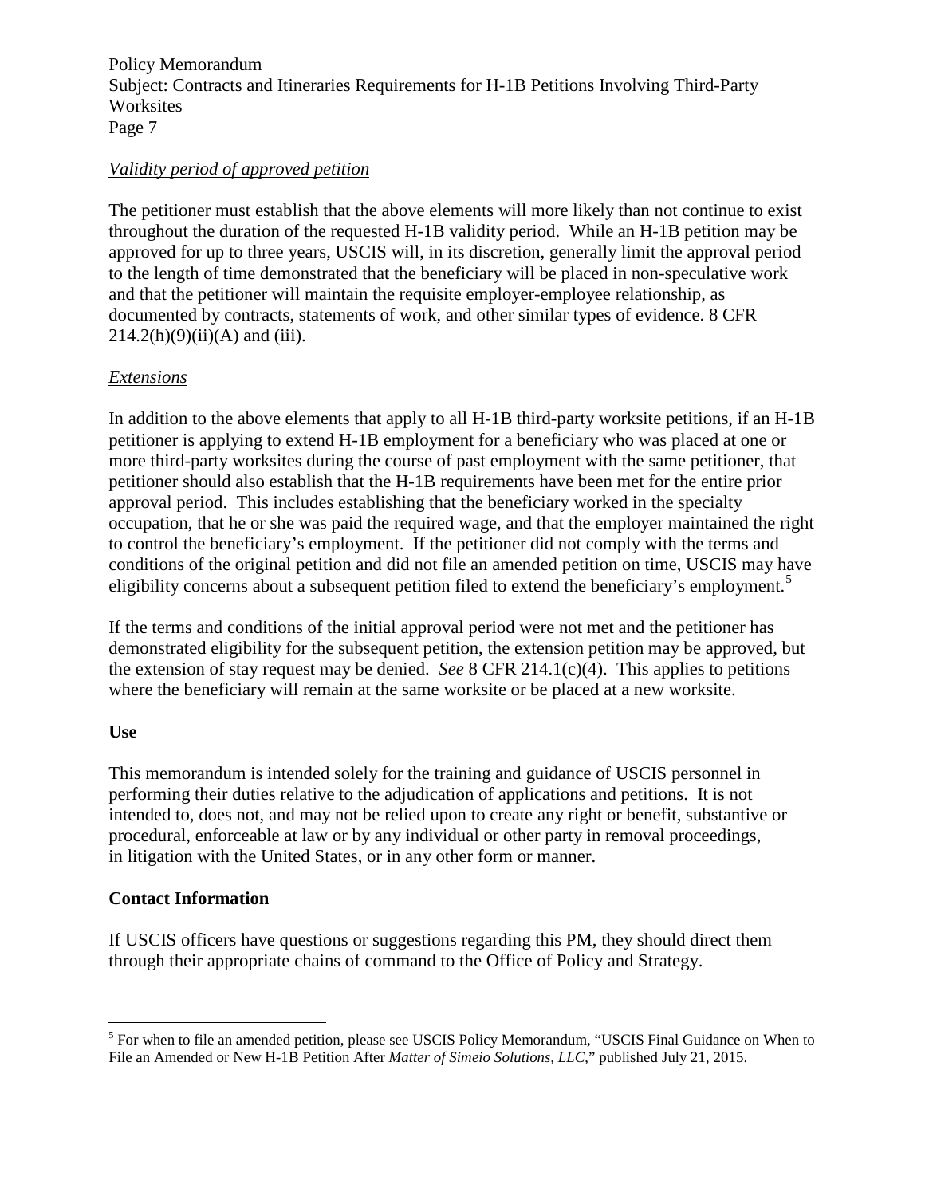*Validity period of approved petition*

The petitioner must establish that the above elements will more likely than not continue to exist throughout the duration of the requested H-1B validity period. While an H-1B petition may be approved for up to three years, USCIS will, in its discretion, generally limit the approval period to the length of time demonstrated that the beneficiary will be placed in non-speculative work and that the petitioner will maintain the requisite employer-employee relationship, as documented by contracts, statements of work, and other similar types of evidence. 8 CFR 214.2(h)(9)(ii)(A) and (iii).

*Extensions*

In addition to the above elements that apply to all H-1B third-party worksite petitions, if an H-1B petitioner is applying to extend H-1B employment for a beneficiary who was placed at one or more third-party worksites during the course of past employment with the same petitioner, that petitioner should also establish that the H-1B requirements have been met for the entire prior approval period. This includes establishing that the beneficiary worked in the specialty occupation, that he or she was paid the required wage, and that the employer maintained the right to control the beneficiary's employment. If the petitioner did not comply with the terms and conditions of the original petition and did not file an amended petition on time, USCIS may have eligibility concerns about a subsequent petition filed to extend the beneficiary's employment.[5]

If the terms and conditions of the initial approval period were not met and the petitioner has demonstrated eligibility for the subsequent petition, the extension petition may be approved, but the extension of stay request may be denied. *See* 8 CFR 214.1(c)(4). This applies to petitions where the beneficiary will remain at the same worksite or be placed at a new worksite.

**Use**

This memorandum is intended solely for the training and guidance of USCIS personnel in performing their duties relative to the adjudication of applications and petitions. It is not intended to, does not, and may not be relied upon to create any right or benefit, substantive or procedural, enforceable at law or by any individual or other party in removal proceedings, in litigation with the United States, or in any other form or manner.

**Contact Information**

If USCIS officers have questions or suggestions regarding this PM, they should direct them through their appropriate chains of command to the Office of Policy and Strategy.

---

[5] For when to file an amended petition, please see USCIS Policy Memorandum, "USCIS Final Guidance on When to File an Amended or New H-1B Petition After *Matter of Simeio Solutions, LLC*," published July 21, 2015.